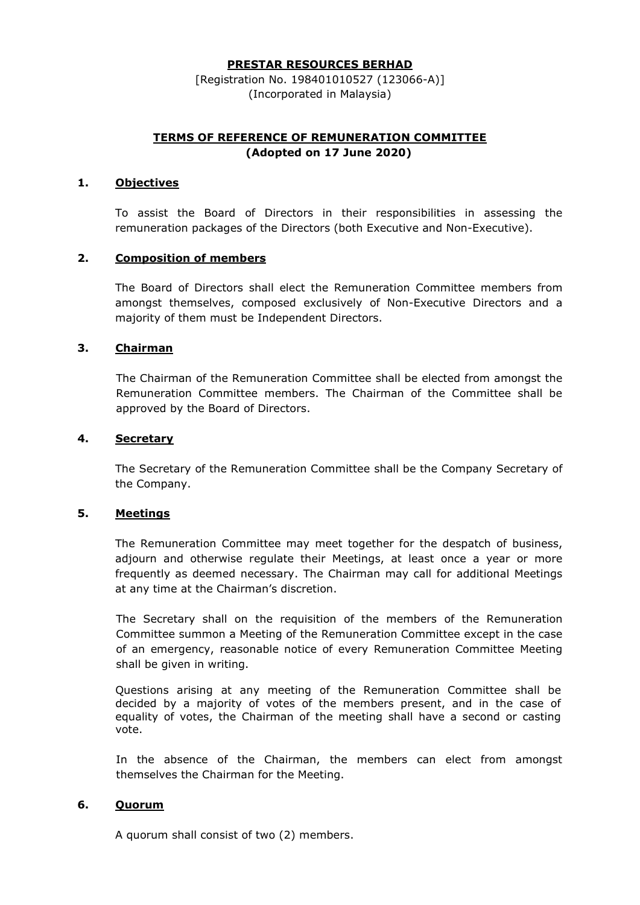**PRESTAR RESOURCES BERHAD**

[Registration No. 198401010527 (123066-A)]
(Incorporated in Malaysia)

**TERMS OF REFERENCE OF REMUNERATION COMMITTEE**
**(Adopted on 17 June 2020)**

## 1. Objectives

To assist the Board of Directors in their responsibilities in assessing the remuneration packages of the Directors (both Executive and Non-Executive).

## 2. Composition of members

The Board of Directors shall elect the Remuneration Committee members from amongst themselves, composed exclusively of Non-Executive Directors and a majority of them must be Independent Directors.

## 3. Chairman

The Chairman of the Remuneration Committee shall be elected from amongst the Remuneration Committee members. The Chairman of the Committee shall be approved by the Board of Directors.

## 4. Secretary

The Secretary of the Remuneration Committee shall be the Company Secretary of the Company.

## 5. Meetings

The Remuneration Committee may meet together for the despatch of business, adjourn and otherwise regulate their Meetings, at least once a year or more frequently as deemed necessary. The Chairman may call for additional Meetings at any time at the Chairman's discretion.

The Secretary shall on the requisition of the members of the Remuneration Committee summon a Meeting of the Remuneration Committee except in the case of an emergency, reasonable notice of every Remuneration Committee Meeting shall be given in writing.

Questions arising at any meeting of the Remuneration Committee shall be decided by a majority of votes of the members present, and in the case of equality of votes, the Chairman of the meeting shall have a second or casting vote.

In the absence of the Chairman, the members can elect from amongst themselves the Chairman for the Meeting.

## 6. Quorum

A quorum shall consist of two (2) members.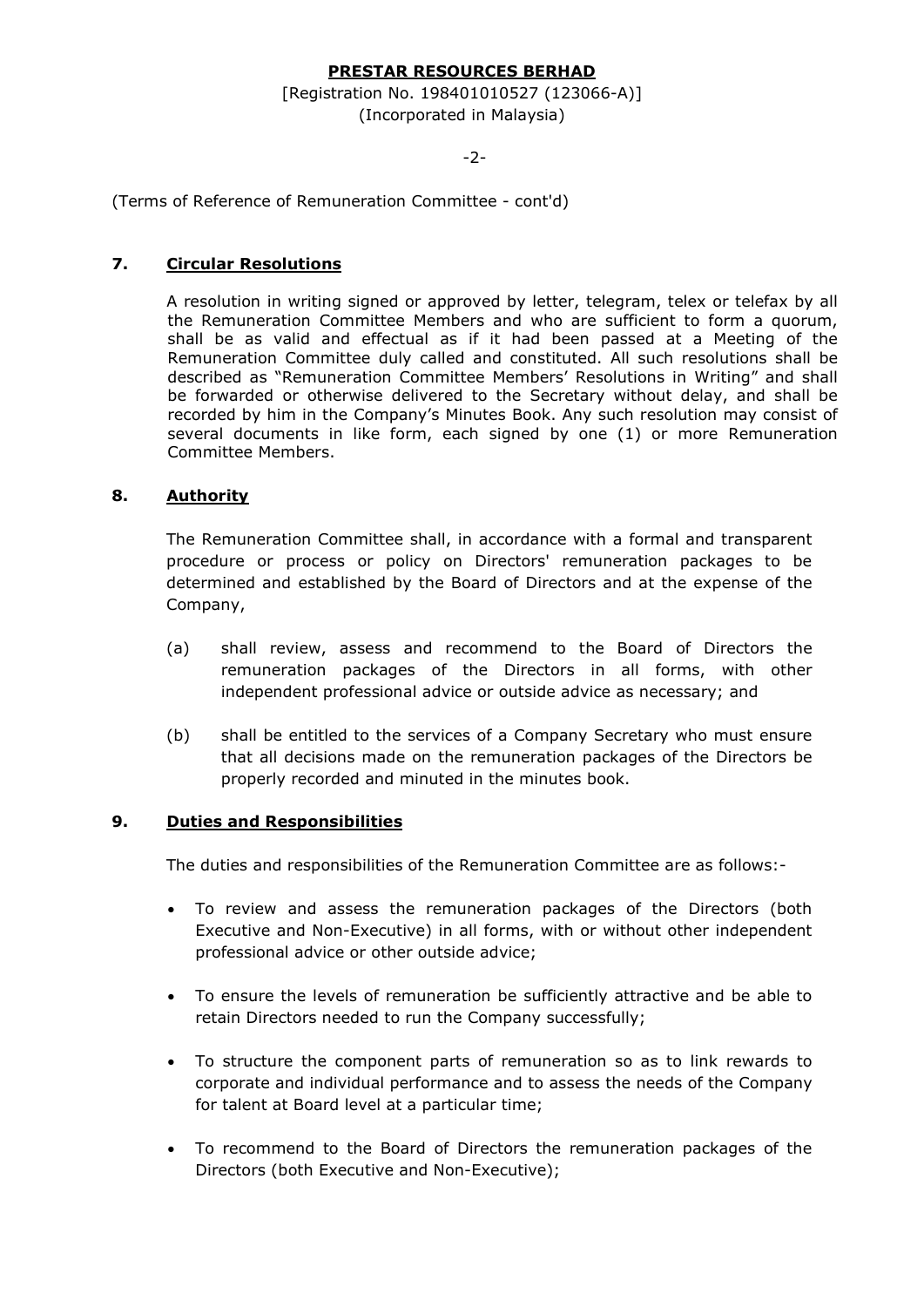(Terms of Reference of Remuneration Committee - cont'd)

## 7. Circular Resolutions

A resolution in writing signed or approved by letter, telegram, telex or telefax by all the Remuneration Committee Members and who are sufficient to form a quorum, shall be as valid and effectual as if it had been passed at a Meeting of the Remuneration Committee duly called and constituted. All such resolutions shall be described as "Remuneration Committee Members' Resolutions in Writing" and shall be forwarded or otherwise delivered to the Secretary without delay, and shall be recorded by him in the Company's Minutes Book. Any such resolution may consist of several documents in like form, each signed by one (1) or more Remuneration Committee Members.

## 8. Authority

The Remuneration Committee shall, in accordance with a formal and transparent procedure or process or policy on Directors' remuneration packages to be determined and established by the Board of Directors and at the expense of the Company,

(a) shall review, assess and recommend to the Board of Directors the remuneration packages of the Directors in all forms, with other independent professional advice or outside advice as necessary; and

(b) shall be entitled to the services of a Company Secretary who must ensure that all decisions made on the remuneration packages of the Directors be properly recorded and minuted in the minutes book.

## 9. Duties and Responsibilities

The duties and responsibilities of the Remuneration Committee are as follows:-

- To review and assess the remuneration packages of the Directors (both Executive and Non-Executive) in all forms, with or without other independent professional advice or other outside advice;
- To ensure the levels of remuneration be sufficiently attractive and be able to retain Directors needed to run the Company successfully;
- To structure the component parts of remuneration so as to link rewards to corporate and individual performance and to assess the needs of the Company for talent at Board level at a particular time;
- To recommend to the Board of Directors the remuneration packages of the Directors (both Executive and Non-Executive);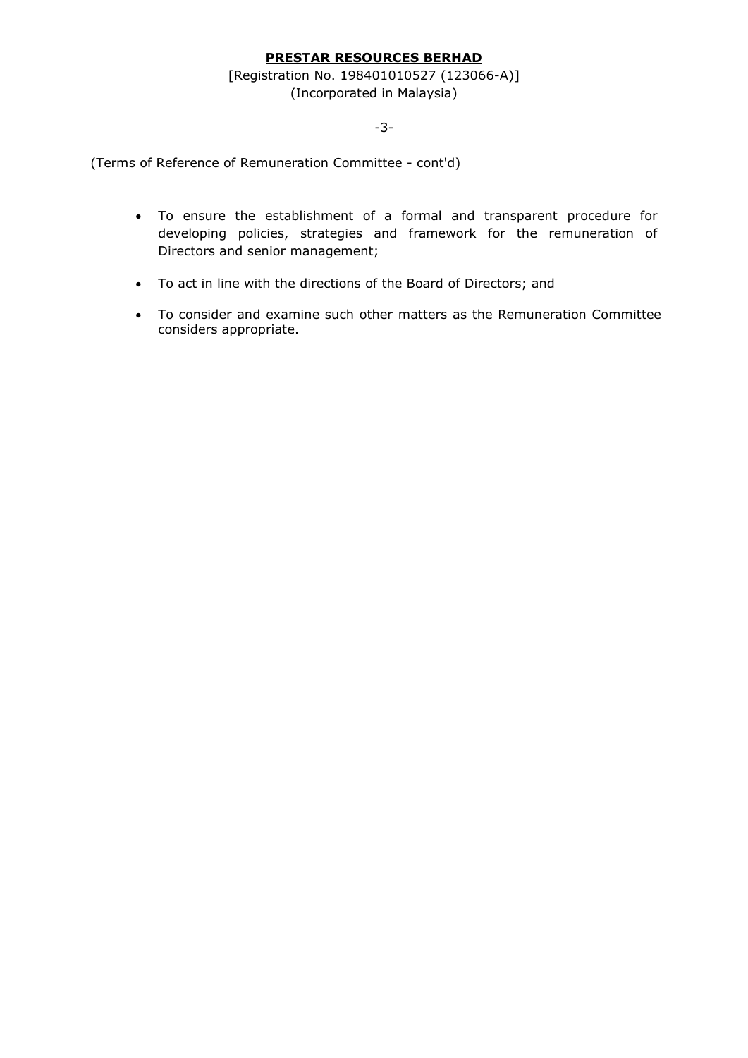(Terms of Reference of Remuneration Committee - cont'd)

- To ensure the establishment of a formal and transparent procedure for developing policies, strategies and framework for the remuneration of Directors and senior management;
- To act in line with the directions of the Board of Directors; and
- To consider and examine such other matters as the Remuneration Committee considers appropriate.